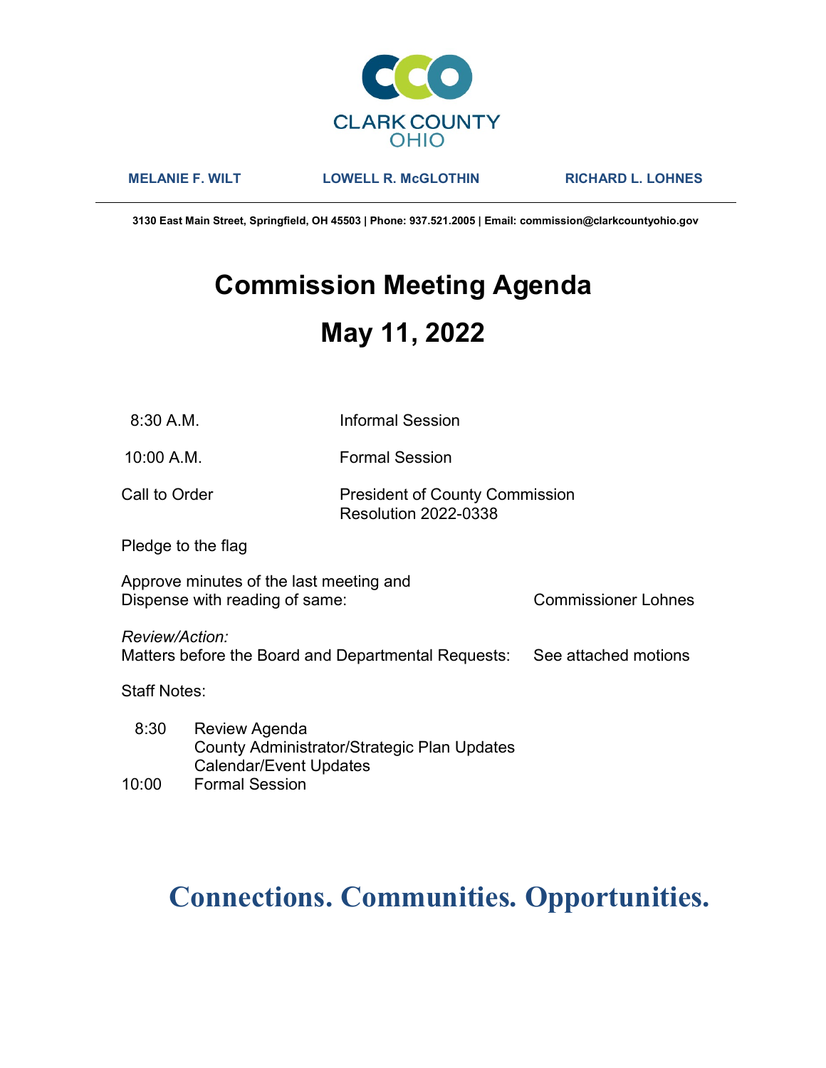CLARK COUNTY
OHIO

**MELANIE F. WILT** **LOWELL R. McGLOTHIN** **RICHARD L. LOHNES**

**3130 East Main Street, Springfield, OH 45503 | Phone: 937.521.2005 | Email: commission@clarkcountyohio.gov**

# Commission Meeting Agenda

# May 11, 2022

| | |
|---|---|
| 8:30 A.M. | Informal Session |
| 10:00 A.M. | Formal Session |
| Call to Order | President of County Commission<br>Resolution 2022-0338 |

Pledge to the flag

Approve minutes of the last meeting and Dispense with reading of same: Commissioner Lohnes

*Review/Action:*
Matters before the Board and Departmental Requests: See attached motions

Staff Notes:

| | |
|---|---|
| 8:30 | Review Agenda<br>County Administrator/Strategic Plan Updates<br>Calendar/Event Updates |
| 10:00 | Formal Session |

**Connections. Communities. Opportunities.**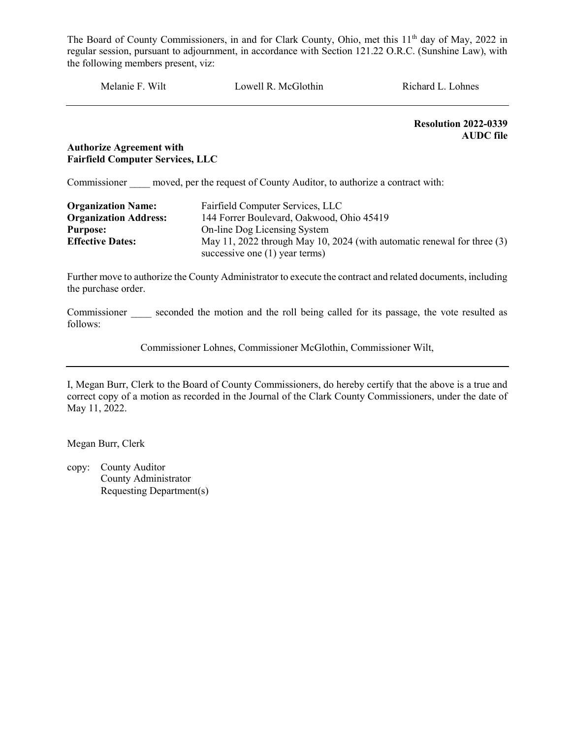The Board of County Commissioners, in and for Clark County, Ohio, met this 11th day of May, 2022 in regular session, pursuant to adjournment, in accordance with Section 121.22 O.R.C. (Sunshine Law), with the following members present, viz:

Melanie F. Wilt    Lowell R. McGlothin    Richard L. Lohnes

---

**Resolution 2022-0339**
**AUDC file**

**Authorize Agreement with**
**Fairfield Computer Services, LLC**

Commissioner ____ moved, per the request of County Auditor, to authorize a contract with:

| | |
|---|---|
| **Organization Name:** | Fairfield Computer Services, LLC |
| **Organization Address:** | 144 Forrer Boulevard, Oakwood, Ohio 45419 |
| **Purpose:** | On-line Dog Licensing System |
| **Effective Dates:** | May 11, 2022 through May 10, 2024 (with automatic renewal for three (3) successive one (1) year terms) |

Further move to authorize the County Administrator to execute the contract and related documents, including the purchase order.

Commissioner ____ seconded the motion and the roll being called for its passage, the vote resulted as follows:

Commissioner Lohnes, Commissioner McGlothin, Commissioner Wilt,

---

I, Megan Burr, Clerk to the Board of County Commissioners, do hereby certify that the above is a true and correct copy of a motion as recorded in the Journal of the Clark County Commissioners, under the date of May 11, 2022.

Megan Burr, Clerk

copy: County Auditor
County Administrator
Requesting Department(s)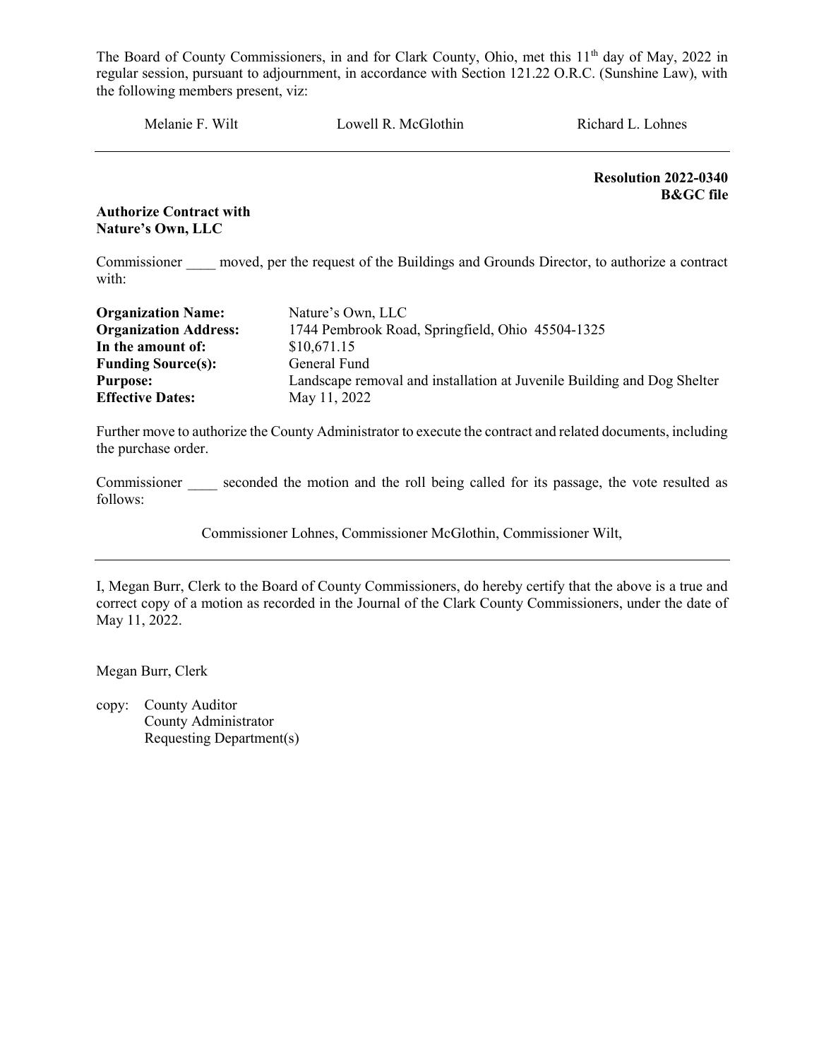The Board of County Commissioners, in and for Clark County, Ohio, met this 11th day of May, 2022 in regular session, pursuant to adjournment, in accordance with Section 121.22 O.R.C. (Sunshine Law), with the following members present, viz:

Melanie F. Wilt  Lowell R. McGlothin  Richard L. Lohnes

---

**Resolution 2022-0340**
**B&GC file**

**Authorize Contract with Nature's Own, LLC**

Commissioner ____ moved, per the request of the Buildings and Grounds Director, to authorize a contract with:

| | |
|---|---|
| **Organization Name:** | Nature's Own, LLC |
| **Organization Address:** | 1744 Pembrook Road, Springfield, Ohio 45504-1325 |
| **In the amount of:** | $10,671.15 |
| **Funding Source(s):** | General Fund |
| **Purpose:** | Landscape removal and installation at Juvenile Building and Dog Shelter |
| **Effective Dates:** | May 11, 2022 |

Further move to authorize the County Administrator to execute the contract and related documents, including the purchase order.

Commissioner ____ seconded the motion and the roll being called for its passage, the vote resulted as follows:

Commissioner Lohnes, Commissioner McGlothin, Commissioner Wilt,

---

I, Megan Burr, Clerk to the Board of County Commissioners, do hereby certify that the above is a true and correct copy of a motion as recorded in the Journal of the Clark County Commissioners, under the date of May 11, 2022.

Megan Burr, Clerk

copy: County Auditor
County Administrator
Requesting Department(s)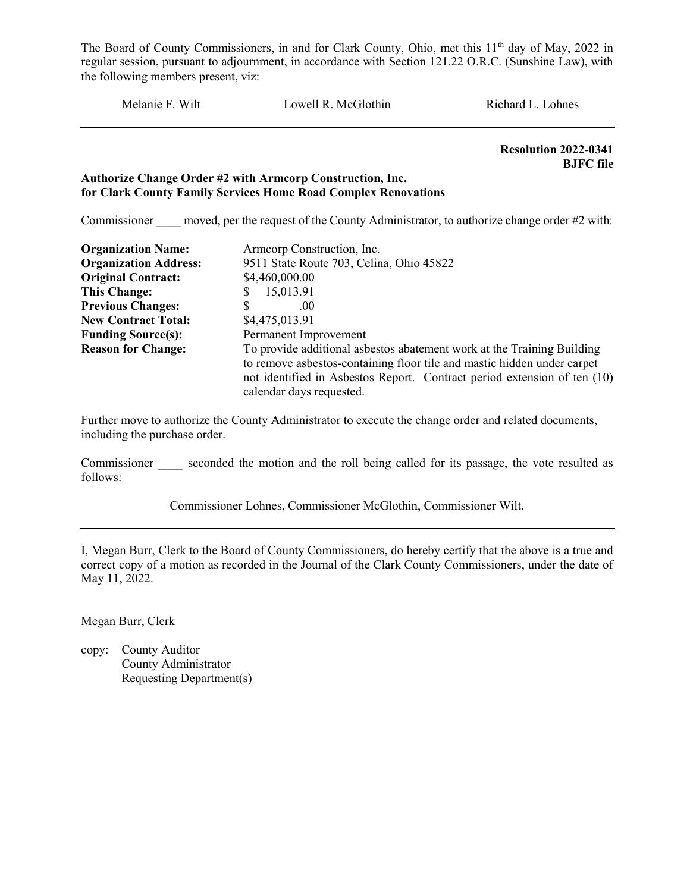The Board of County Commissioners, in and for Clark County, Ohio, met this 11th day of May, 2022 in regular session, pursuant to adjournment, in accordance with Section 121.22 O.R.C. (Sunshine Law), with the following members present, viz:

Melanie F. Wilt　　　　Lowell R. McGlothin　　　　Richard L. Lohnes

---

**Resolution 2022-0341**
**BJFC file**

**Authorize Change Order #2 with Armcorp Construction, Inc.**
**for Clark County Family Services Home Road Complex Renovations**

Commissioner ____ moved, per the request of the County Administrator, to authorize change order #2 with:

| | |
|---|---|
| **Organization Name:** | Armcorp Construction, Inc. |
| **Organization Address:** | 9511 State Route 703, Celina, Ohio 45822 |
| **Original Contract:** | $4,460,000.00 |
| **This Change:** | $ 15,013.91 |
| **Previous Changes:** | $ .00 |
| **New Contract Total:** | $4,475,013.91 |
| **Funding Source(s):** | Permanent Improvement |
| **Reason for Change:** | To provide additional asbestos abatement work at the Training Building to remove asbestos-containing floor tile and mastic hidden under carpet not identified in Asbestos Report. Contract period extension of ten (10) calendar days requested. |

Further move to authorize the County Administrator to execute the change order and related documents, including the purchase order.

Commissioner ____ seconded the motion and the roll being called for its passage, the vote resulted as follows:

Commissioner Lohnes, Commissioner McGlothin, Commissioner Wilt,

---

I, Megan Burr, Clerk to the Board of County Commissioners, do hereby certify that the above is a true and correct copy of a motion as recorded in the Journal of the Clark County Commissioners, under the date of May 11, 2022.

Megan Burr, Clerk

copy: County Auditor
County Administrator
Requesting Department(s)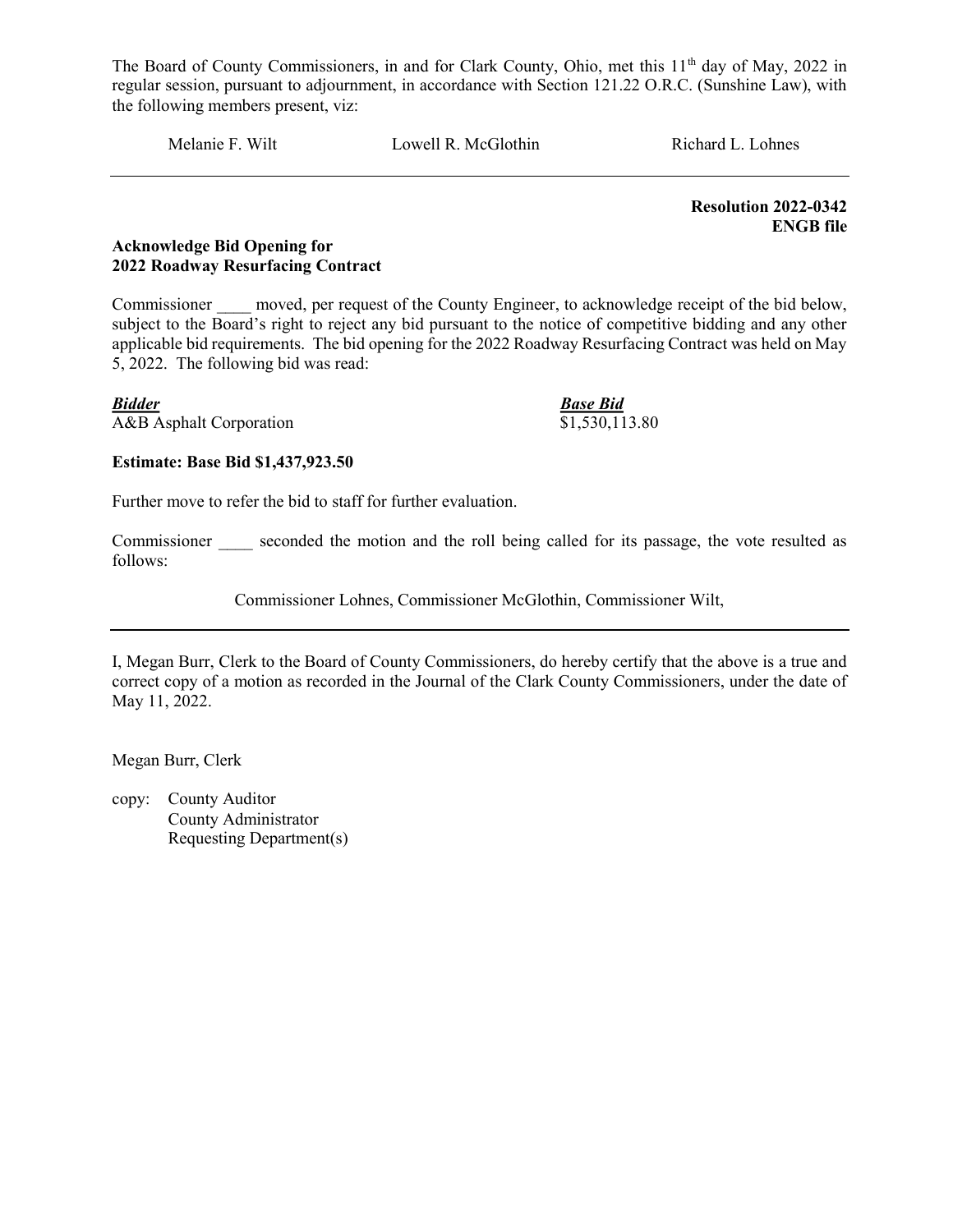The Board of County Commissioners, in and for Clark County, Ohio, met this 11th day of May, 2022 in regular session, pursuant to adjournment, in accordance with Section 121.22 O.R.C. (Sunshine Law), with the following members present, viz:

Melanie F. Wilt   Lowell R. McGlothin   Richard L. Lohnes

---

**Resolution 2022-0342**
**ENGB file**

**Acknowledge Bid Opening for**
**2022 Roadway Resurfacing Contract**

Commissioner \_\_\_\_ moved, per request of the County Engineer, to acknowledge receipt of the bid below, subject to the Board's right to reject any bid pursuant to the notice of competitive bidding and any other applicable bid requirements. The bid opening for the 2022 Roadway Resurfacing Contract was held on May 5, 2022. The following bid was read:

| ***Bidder*** | ***Base Bid*** |
|---|---|
| A&B Asphalt Corporation | $1,530,113.80 |

**Estimate: Base Bid $1,437,923.50**

Further move to refer the bid to staff for further evaluation.

Commissioner \_\_\_\_ seconded the motion and the roll being called for its passage, the vote resulted as follows:

Commissioner Lohnes, Commissioner McGlothin, Commissioner Wilt,

---

I, Megan Burr, Clerk to the Board of County Commissioners, do hereby certify that the above is a true and correct copy of a motion as recorded in the Journal of the Clark County Commissioners, under the date of May 11, 2022.

Megan Burr, Clerk

copy: County Auditor
County Administrator
Requesting Department(s)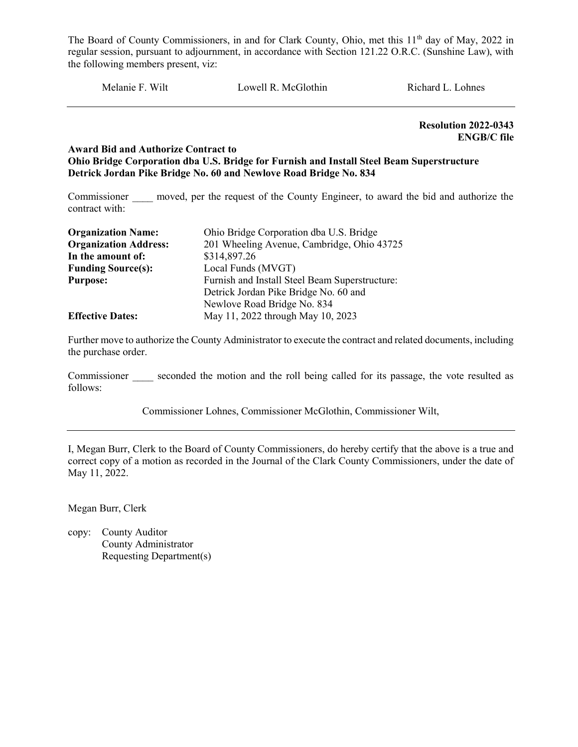The Board of County Commissioners, in and for Clark County, Ohio, met this 11th day of May, 2022 in regular session, pursuant to adjournment, in accordance with Section 121.22 O.R.C. (Sunshine Law), with the following members present, viz:

Melanie F. Wilt          Lowell R. McGlothin          Richard L. Lohnes

---

**Resolution 2022-0343**
**ENGB/C file**

**Award Bid and Authorize Contract to**
**Ohio Bridge Corporation dba U.S. Bridge for Furnish and Install Steel Beam Superstructure**
**Detrick Jordan Pike Bridge No. 60 and Newlove Road Bridge No. 834**

Commissioner ____ moved, per the request of the County Engineer, to award the bid and authorize the contract with:

| | |
|---|---|
| **Organization Name:** | Ohio Bridge Corporation dba U.S. Bridge |
| **Organization Address:** | 201 Wheeling Avenue, Cambridge, Ohio 43725 |
| **In the amount of:** | $314,897.26 |
| **Funding Source(s):** | Local Funds (MVGT) |
| **Purpose:** | Furnish and Install Steel Beam Superstructure: Detrick Jordan Pike Bridge No. 60 and Newlove Road Bridge No. 834 |
| **Effective Dates:** | May 11, 2022 through May 10, 2023 |

Further move to authorize the County Administrator to execute the contract and related documents, including the purchase order.

Commissioner ____ seconded the motion and the roll being called for its passage, the vote resulted as follows:

Commissioner Lohnes, Commissioner McGlothin, Commissioner Wilt,

---

I, Megan Burr, Clerk to the Board of County Commissioners, do hereby certify that the above is a true and correct copy of a motion as recorded in the Journal of the Clark County Commissioners, under the date of May 11, 2022.

Megan Burr, Clerk

copy: County Auditor
County Administrator
Requesting Department(s)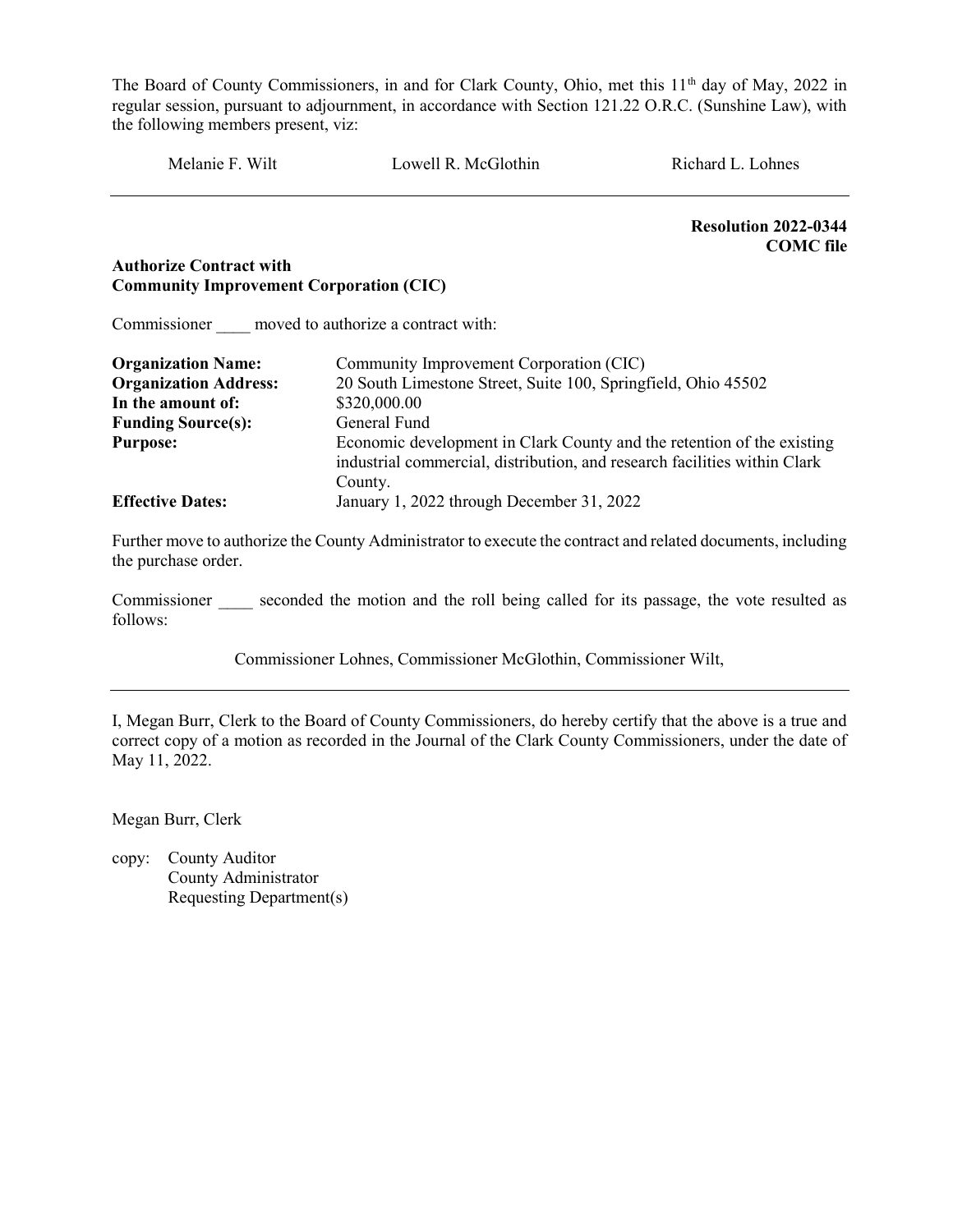The Board of County Commissioners, in and for Clark County, Ohio, met this 11th day of May, 2022 in regular session, pursuant to adjournment, in accordance with Section 121.22 O.R.C. (Sunshine Law), with the following members present, viz:

Melanie F. Wilt Lowell R. McGlothin Richard L. Lohnes

---

**Resolution 2022-0344**
**COMC file**

**Authorize Contract with**
**Community Improvement Corporation (CIC)**

Commissioner ____ moved to authorize a contract with:

| | |
|---|---|
| **Organization Name:** | Community Improvement Corporation (CIC) |
| **Organization Address:** | 20 South Limestone Street, Suite 100, Springfield, Ohio 45502 |
| **In the amount of:** | $320,000.00 |
| **Funding Source(s):** | General Fund |
| **Purpose:** | Economic development in Clark County and the retention of the existing industrial commercial, distribution, and research facilities within Clark County. |
| **Effective Dates:** | January 1, 2022 through December 31, 2022 |

Further move to authorize the County Administrator to execute the contract and related documents, including the purchase order.

Commissioner ____ seconded the motion and the roll being called for its passage, the vote resulted as follows:

Commissioner Lohnes, Commissioner McGlothin, Commissioner Wilt,

---

I, Megan Burr, Clerk to the Board of County Commissioners, do hereby certify that the above is a true and correct copy of a motion as recorded in the Journal of the Clark County Commissioners, under the date of May 11, 2022.

Megan Burr, Clerk

copy: County Auditor
County Administrator
Requesting Department(s)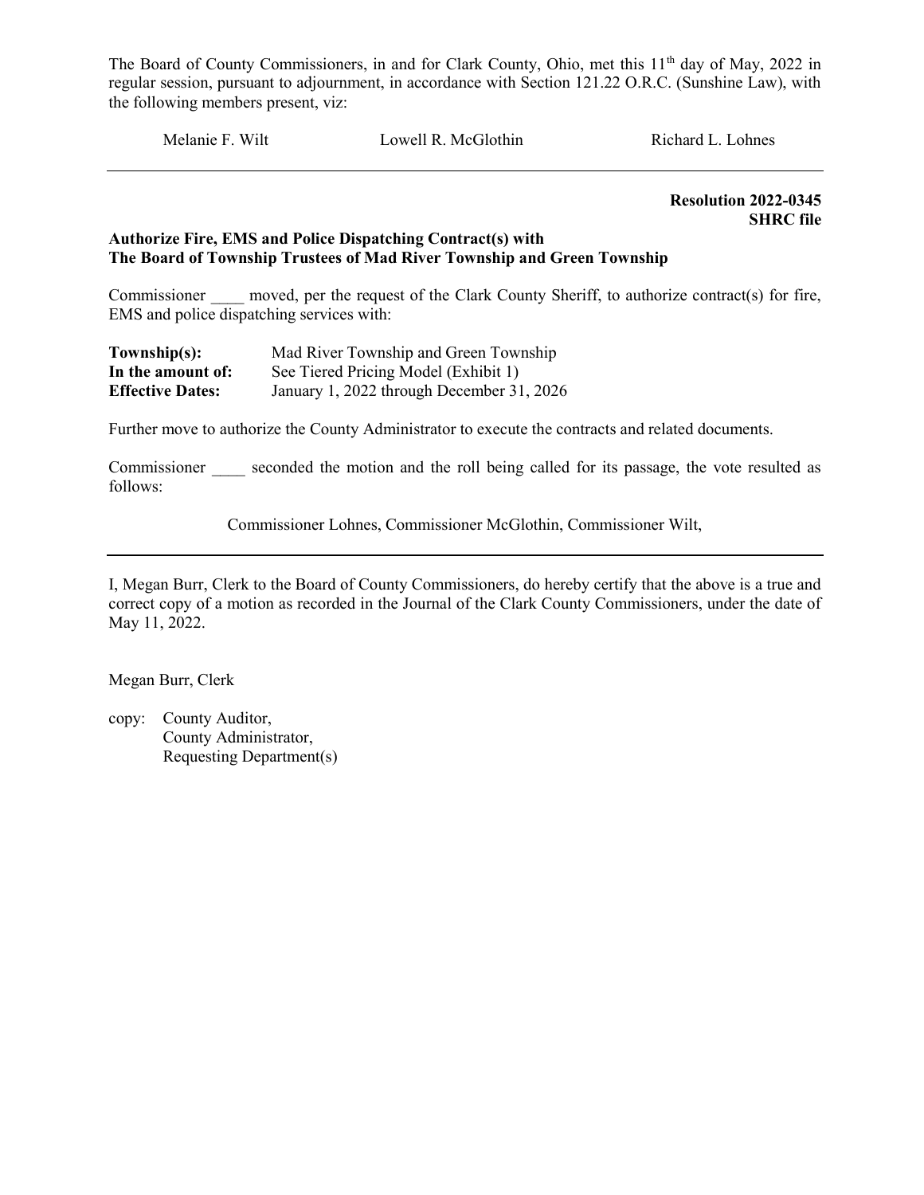The Board of County Commissioners, in and for Clark County, Ohio, met this 11th day of May, 2022 in regular session, pursuant to adjournment, in accordance with Section 121.22 O.R.C. (Sunshine Law), with the following members present, viz:

Melanie F. Wilt    Lowell R. McGlothin    Richard L. Lohnes

---

**Resolution 2022-0345**
**SHRC file**

**Authorize Fire, EMS and Police Dispatching Contract(s) with The Board of Township Trustees of Mad River Township and Green Township**

Commissioner ____ moved, per the request of the Clark County Sheriff, to authorize contract(s) for fire, EMS and police dispatching services with:

**Township(s):** Mad River Township and Green Township
**In the amount of:** See Tiered Pricing Model (Exhibit 1)
**Effective Dates:** January 1, 2022 through December 31, 2026

Further move to authorize the County Administrator to execute the contracts and related documents.

Commissioner ____ seconded the motion and the roll being called for its passage, the vote resulted as follows:

Commissioner Lohnes, Commissioner McGlothin, Commissioner Wilt,

---

I, Megan Burr, Clerk to the Board of County Commissioners, do hereby certify that the above is a true and correct copy of a motion as recorded in the Journal of the Clark County Commissioners, under the date of May 11, 2022.

Megan Burr, Clerk

copy: County Auditor,
County Administrator,
Requesting Department(s)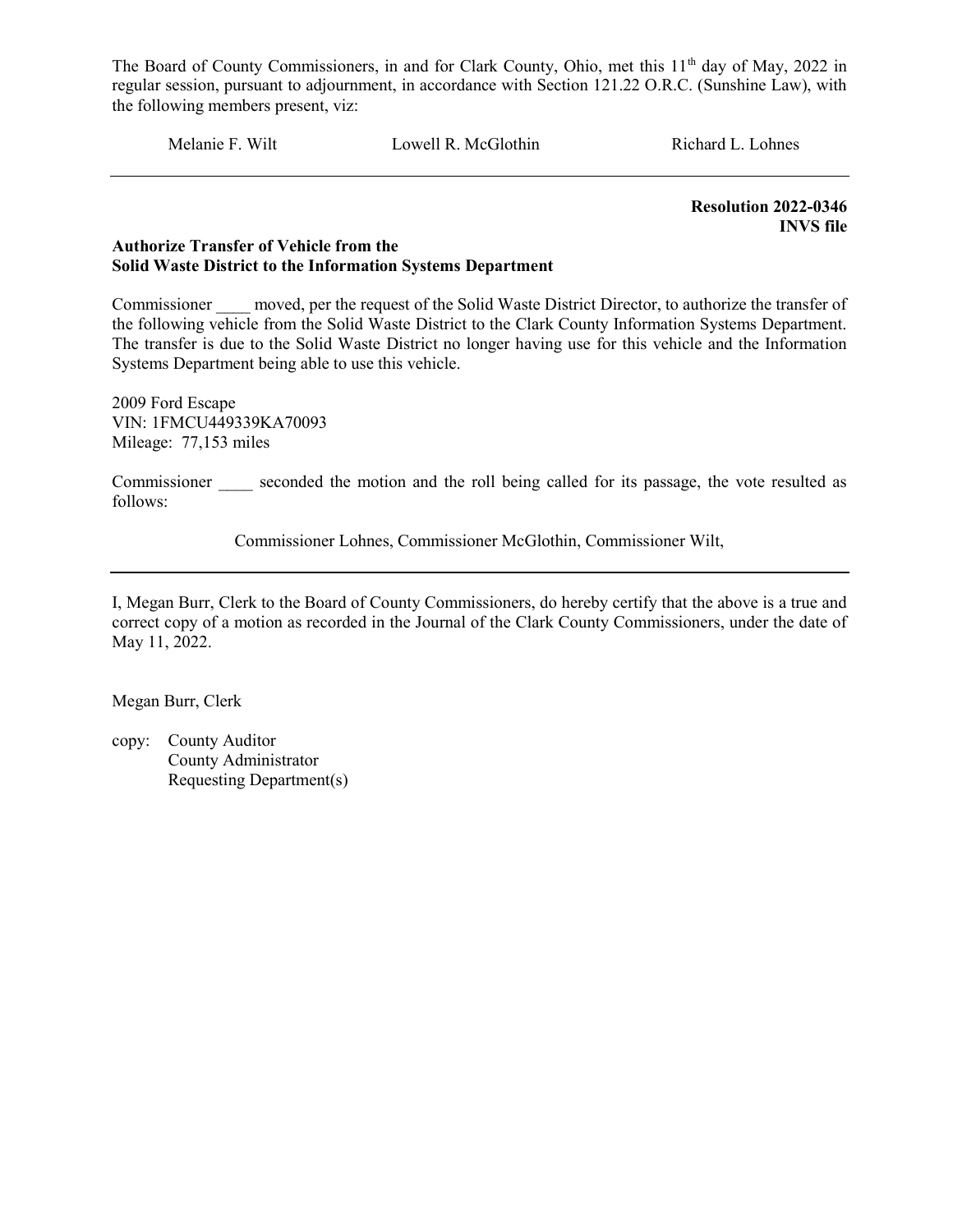The Board of County Commissioners, in and for Clark County, Ohio, met this 11th day of May, 2022 in regular session, pursuant to adjournment, in accordance with Section 121.22 O.R.C. (Sunshine Law), with the following members present, viz:

Melanie F. Wilt Lowell R. McGlothin Richard L. Lohnes

---

**Resolution 2022-0346**
**INVS file**

**Authorize Transfer of Vehicle from the**
**Solid Waste District to the Information Systems Department**

Commissioner ____ moved, per the request of the Solid Waste District Director, to authorize the transfer of the following vehicle from the Solid Waste District to the Clark County Information Systems Department. The transfer is due to the Solid Waste District no longer having use for this vehicle and the Information Systems Department being able to use this vehicle.

2009 Ford Escape
VIN: 1FMCU449339KA70093
Mileage: 77,153 miles

Commissioner ____ seconded the motion and the roll being called for its passage, the vote resulted as follows:

Commissioner Lohnes, Commissioner McGlothin, Commissioner Wilt,

---

I, Megan Burr, Clerk to the Board of County Commissioners, do hereby certify that the above is a true and correct copy of a motion as recorded in the Journal of the Clark County Commissioners, under the date of May 11, 2022.

Megan Burr, Clerk

copy: County Auditor
County Administrator
Requesting Department(s)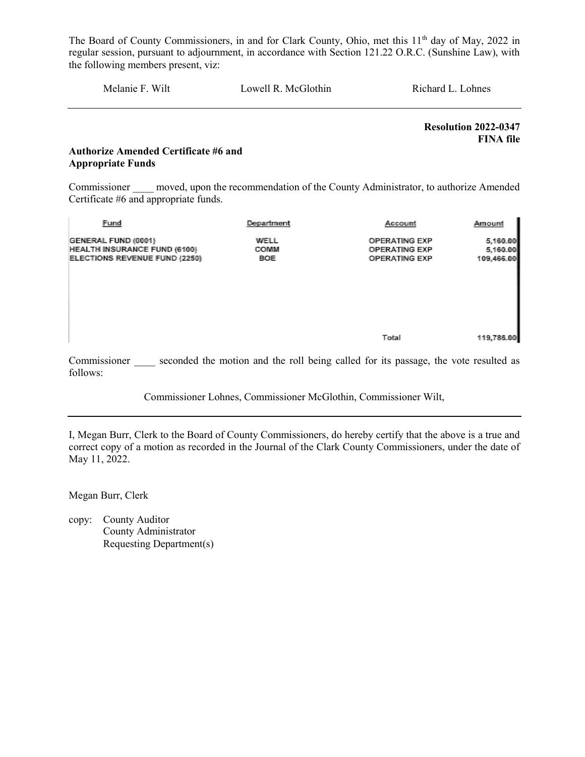The Board of County Commissioners, in and for Clark County, Ohio, met this 11th day of May, 2022 in regular session, pursuant to adjournment, in accordance with Section 121.22 O.R.C. (Sunshine Law), with the following members present, viz:

Melanie F. Wilt　　　　Lowell R. McGlothin　　　　Richard L. Lohnes

---

**Resolution 2022-0347**
**FINA file**

**Authorize Amended Certificate #6 and Appropriate Funds**

Commissioner ____ moved, upon the recommendation of the County Administrator, to authorize Amended Certificate #6 and appropriate funds.

| Fund | Department | Account | Amount |
|---|---|---|---|
| GENERAL FUND (0001) | WELL | OPERATING EXP | 5,160.00 |
| HEALTH INSURANCE FUND (6100) | COMM | OPERATING EXP | 5,160.00 |
| ELECTIONS REVENUE FUND (2250) | BOE | OPERATING EXP | 109,466.00 |
| | | Total | 119,786.00 |

Commissioner ____ seconded the motion and the roll being called for its passage, the vote resulted as follows:

Commissioner Lohnes, Commissioner McGlothin, Commissioner Wilt,

---

I, Megan Burr, Clerk to the Board of County Commissioners, do hereby certify that the above is a true and correct copy of a motion as recorded in the Journal of the Clark County Commissioners, under the date of May 11, 2022.

Megan Burr, Clerk

copy: County Auditor
County Administrator
Requesting Department(s)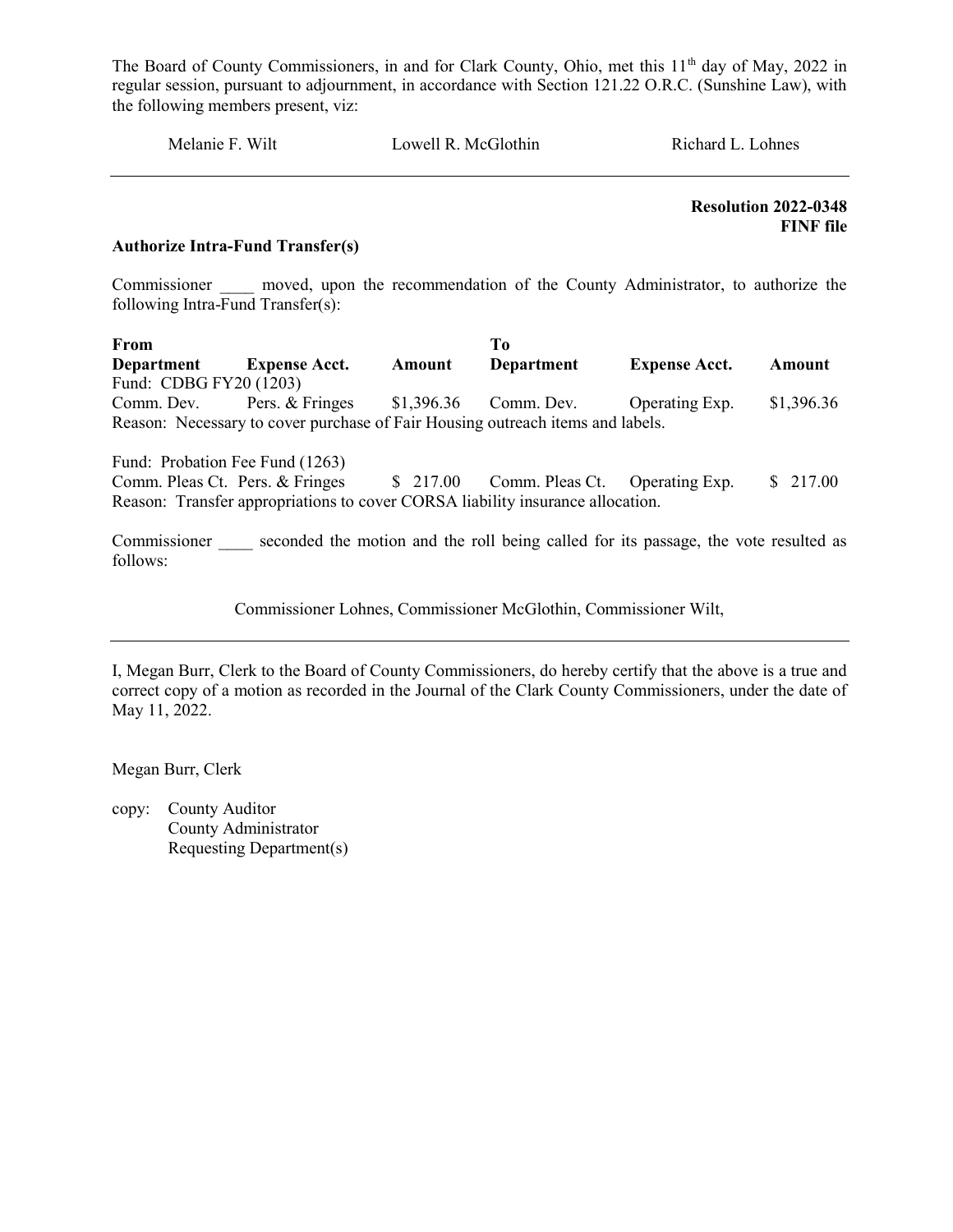The Board of County Commissioners, in and for Clark County, Ohio, met this 11th day of May, 2022 in regular session, pursuant to adjournment, in accordance with Section 121.22 O.R.C. (Sunshine Law), with the following members present, viz:

Melanie F. Wilt    Lowell R. McGlothin    Richard L. Lohnes

---

**Resolution 2022-0348**
**FINF file**

**Authorize Intra-Fund Transfer(s)**

Commissioner ____ moved, upon the recommendation of the County Administrator, to authorize the following Intra-Fund Transfer(s):

| **From Department** | **Expense Acct.** | **Amount** | **To Department** | **Expense Acct.** | **Amount** |
|---|---|---|---|---|---|
| Fund: CDBG FY20 (1203) | | | | | |
| Comm. Dev. | Pers. & Fringes | $1,396.36 | Comm. Dev. | Operating Exp. | $1,396.36 |
| Reason: Necessary to cover purchase of Fair Housing outreach items and labels. | | | | | |
| Fund: Probation Fee Fund (1263) | | | | | |
| Comm. Pleas Ct. | Pers. & Fringes | $ 217.00 | Comm. Pleas Ct. | Operating Exp. | $ 217.00 |
| Reason: Transfer appropriations to cover CORSA liability insurance allocation. | | | | | |

Commissioner ____ seconded the motion and the roll being called for its passage, the vote resulted as follows:

Commissioner Lohnes, Commissioner McGlothin, Commissioner Wilt,

---

I, Megan Burr, Clerk to the Board of County Commissioners, do hereby certify that the above is a true and correct copy of a motion as recorded in the Journal of the Clark County Commissioners, under the date of May 11, 2022.

Megan Burr, Clerk

copy: County Auditor
County Administrator
Requesting Department(s)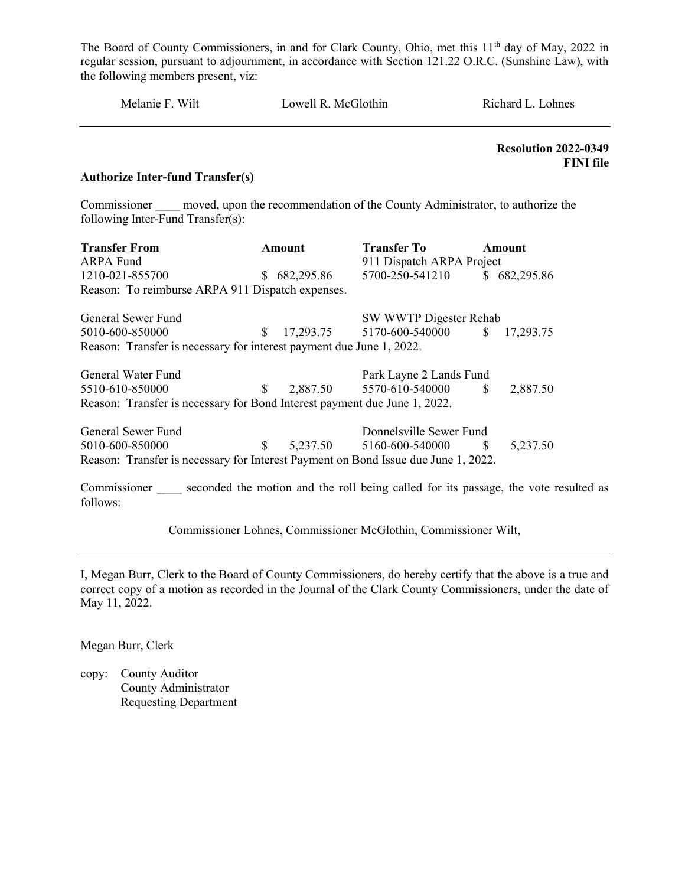The Board of County Commissioners, in and for Clark County, Ohio, met this 11th day of May, 2022 in regular session, pursuant to adjournment, in accordance with Section 121.22 O.R.C. (Sunshine Law), with the following members present, viz:

Melanie F. Wilt    Lowell R. McGlothin    Richard L. Lohnes

---

**Resolution 2022-0349**
**FINI file**

**Authorize Inter-fund Transfer(s)**

Commissioner ____ moved, upon the recommendation of the County Administrator, to authorize the following Inter-Fund Transfer(s):

| Transfer From | Amount | Transfer To | Amount |
|---|---|---|---|
| ARPA Fund | | 911 Dispatch ARPA Project | |
| 1210-021-855700 | $ 682,295.86 | 5700-250-541210 | $ 682,295.86 |
| Reason: To reimburse ARPA 911 Dispatch expenses. | | | |
| General Sewer Fund | | SW WWTP Digester Rehab | |
| 5010-600-850000 | $ 17,293.75 | 5170-600-540000 | $ 17,293.75 |
| Reason: Transfer is necessary for interest payment due June 1, 2022. | | | |
| General Water Fund | | Park Layne 2 Lands Fund | |
| 5510-610-850000 | $ 2,887.50 | 5570-610-540000 | $ 2,887.50 |
| Reason: Transfer is necessary for Bond Interest payment due June 1, 2022. | | | |
| General Sewer Fund | | Donnelsville Sewer Fund | |
| 5010-600-850000 | $ 5,237.50 | 5160-600-540000 | $ 5,237.50 |
| Reason: Transfer is necessary for Interest Payment on Bond Issue due June 1, 2022. | | | |

Commissioner ____ seconded the motion and the roll being called for its passage, the vote resulted as follows:

Commissioner Lohnes, Commissioner McGlothin, Commissioner Wilt,

---

I, Megan Burr, Clerk to the Board of County Commissioners, do hereby certify that the above is a true and correct copy of a motion as recorded in the Journal of the Clark County Commissioners, under the date of May 11, 2022.

Megan Burr, Clerk

copy: County Auditor
County Administrator
Requesting Department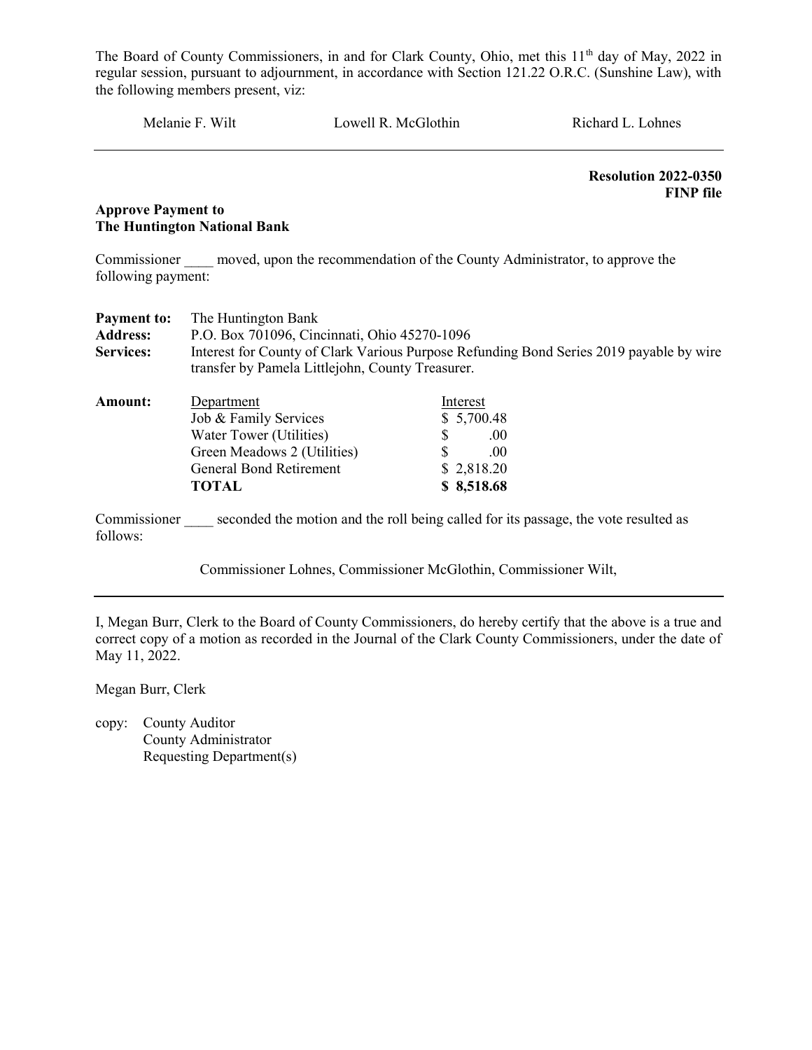The Board of County Commissioners, in and for Clark County, Ohio, met this 11th day of May, 2022 in regular session, pursuant to adjournment, in accordance with Section 121.22 O.R.C. (Sunshine Law), with the following members present, viz:

Melanie F. Wilt    Lowell R. McGlothin    Richard L. Lohnes

---

**Resolution 2022-0350**
**FINP file**

**Approve Payment to**
**The Huntington National Bank**

Commissioner ____ moved, upon the recommendation of the County Administrator, to approve the following payment:

**Payment to:** The Huntington Bank
**Address:** P.O. Box 701096, Cincinnati, Ohio 45270-1096
**Services:** Interest for County of Clark Various Purpose Refunding Bond Series 2019 payable by wire transfer by Pamela Littlejohn, County Treasurer.

**Amount:**

| Department | Interest |
|---|---|
| Job & Family Services | $ 5,700.48 |
| Water Tower (Utilities) | $ .00 |
| Green Meadows 2 (Utilities) | $ .00 |
| General Bond Retirement | $ 2,818.20 |
| **TOTAL** | **$ 8,518.68** |

Commissioner ____ seconded the motion and the roll being called for its passage, the vote resulted as follows:

Commissioner Lohnes, Commissioner McGlothin, Commissioner Wilt,

---

I, Megan Burr, Clerk to the Board of County Commissioners, do hereby certify that the above is a true and correct copy of a motion as recorded in the Journal of the Clark County Commissioners, under the date of May 11, 2022.

Megan Burr, Clerk

copy: County Auditor
County Administrator
Requesting Department(s)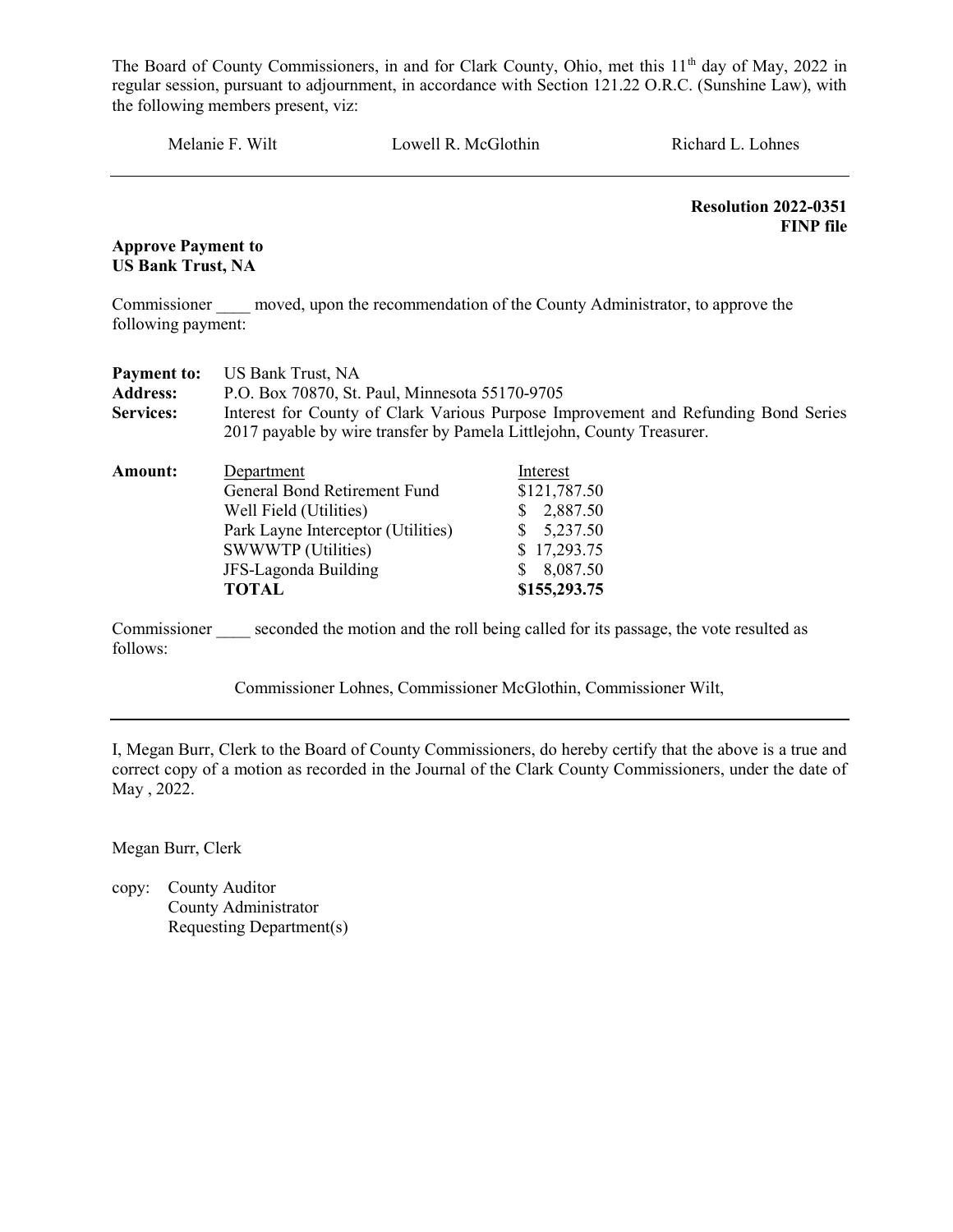The Board of County Commissioners, in and for Clark County, Ohio, met this 11th day of May, 2022 in regular session, pursuant to adjournment, in accordance with Section 121.22 O.R.C. (Sunshine Law), with the following members present, viz:

Melanie F. Wilt Lowell R. McGlothin Richard L. Lohnes

---

**Resolution 2022-0351**
**FINP file**

**Approve Payment to**
**US Bank Trust, NA**

Commissioner ____ moved, upon the recommendation of the County Administrator, to approve the following payment:

**Payment to:** US Bank Trust, NA
**Address:** P.O. Box 70870, St. Paul, Minnesota 55170-9705
**Services:** Interest for County of Clark Various Purpose Improvement and Refunding Bond Series 2017 payable by wire transfer by Pamela Littlejohn, County Treasurer.

**Amount:**

| Department | Interest |
|---|---|
| General Bond Retirement Fund | $121,787.50 |
| Well Field (Utilities) | $ 2,887.50 |
| Park Layne Interceptor (Utilities) | $ 5,237.50 |
| SWWWTP (Utilities) | $ 17,293.75 |
| JFS-Lagonda Building | $ 8,087.50 |
| **TOTAL** | **$155,293.75** |

Commissioner ____ seconded the motion and the roll being called for its passage, the vote resulted as follows:

Commissioner Lohnes, Commissioner McGlothin, Commissioner Wilt,

---

I, Megan Burr, Clerk to the Board of County Commissioners, do hereby certify that the above is a true and correct copy of a motion as recorded in the Journal of the Clark County Commissioners, under the date of May , 2022.

Megan Burr, Clerk

copy: County Auditor
County Administrator
Requesting Department(s)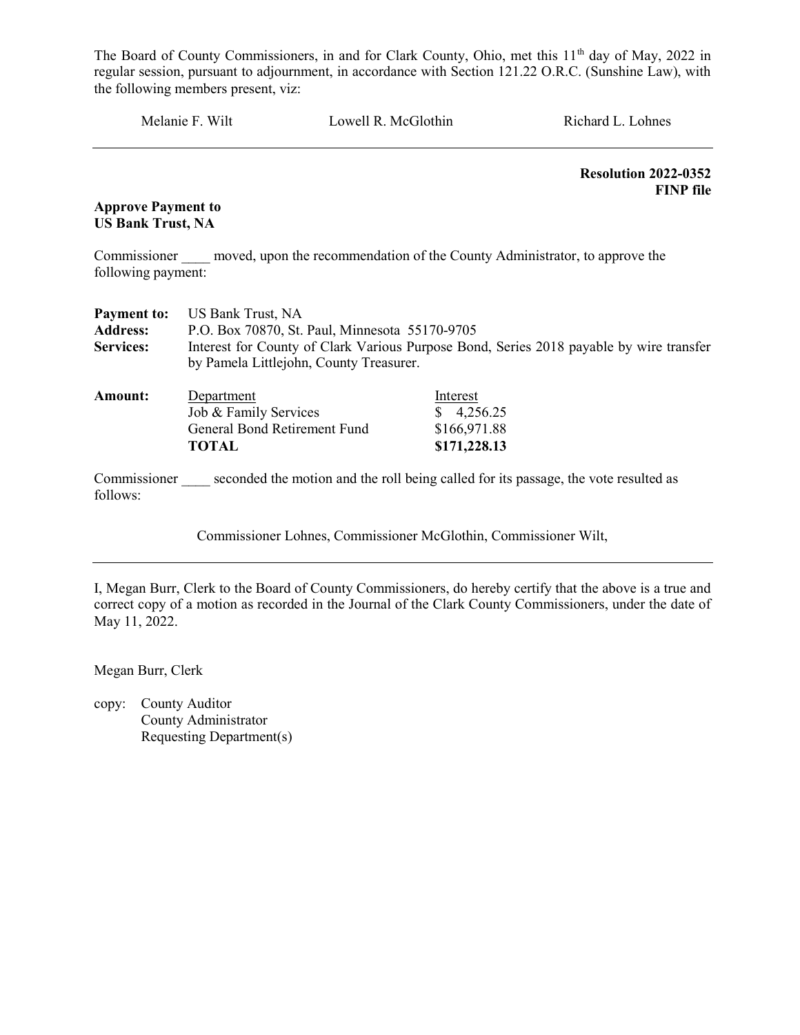The Board of County Commissioners, in and for Clark County, Ohio, met this 11th day of May, 2022 in regular session, pursuant to adjournment, in accordance with Section 121.22 O.R.C. (Sunshine Law), with the following members present, viz:

Melanie F. Wilt  Lowell R. McGlothin  Richard L. Lohnes

---

**Resolution 2022-0352**
**FINP file**

**Approve Payment to**
**US Bank Trust, NA**

Commissioner ____ moved, upon the recommendation of the County Administrator, to approve the following payment:

**Payment to:** US Bank Trust, NA
**Address:** P.O. Box 70870, St. Paul, Minnesota 55170-9705
**Services:** Interest for County of Clark Various Purpose Bond, Series 2018 payable by wire transfer by Pamela Littlejohn, County Treasurer.

**Amount:**

| Department | Interest |
|---|---|
| Job & Family Services | $ 4,256.25 |
| General Bond Retirement Fund | $166,971.88 |
| **TOTAL** | **$171,228.13** |

Commissioner ____ seconded the motion and the roll being called for its passage, the vote resulted as follows:

Commissioner Lohnes, Commissioner McGlothin, Commissioner Wilt,

---

I, Megan Burr, Clerk to the Board of County Commissioners, do hereby certify that the above is a true and correct copy of a motion as recorded in the Journal of the Clark County Commissioners, under the date of May 11, 2022.

Megan Burr, Clerk

copy: County Auditor
County Administrator
Requesting Department(s)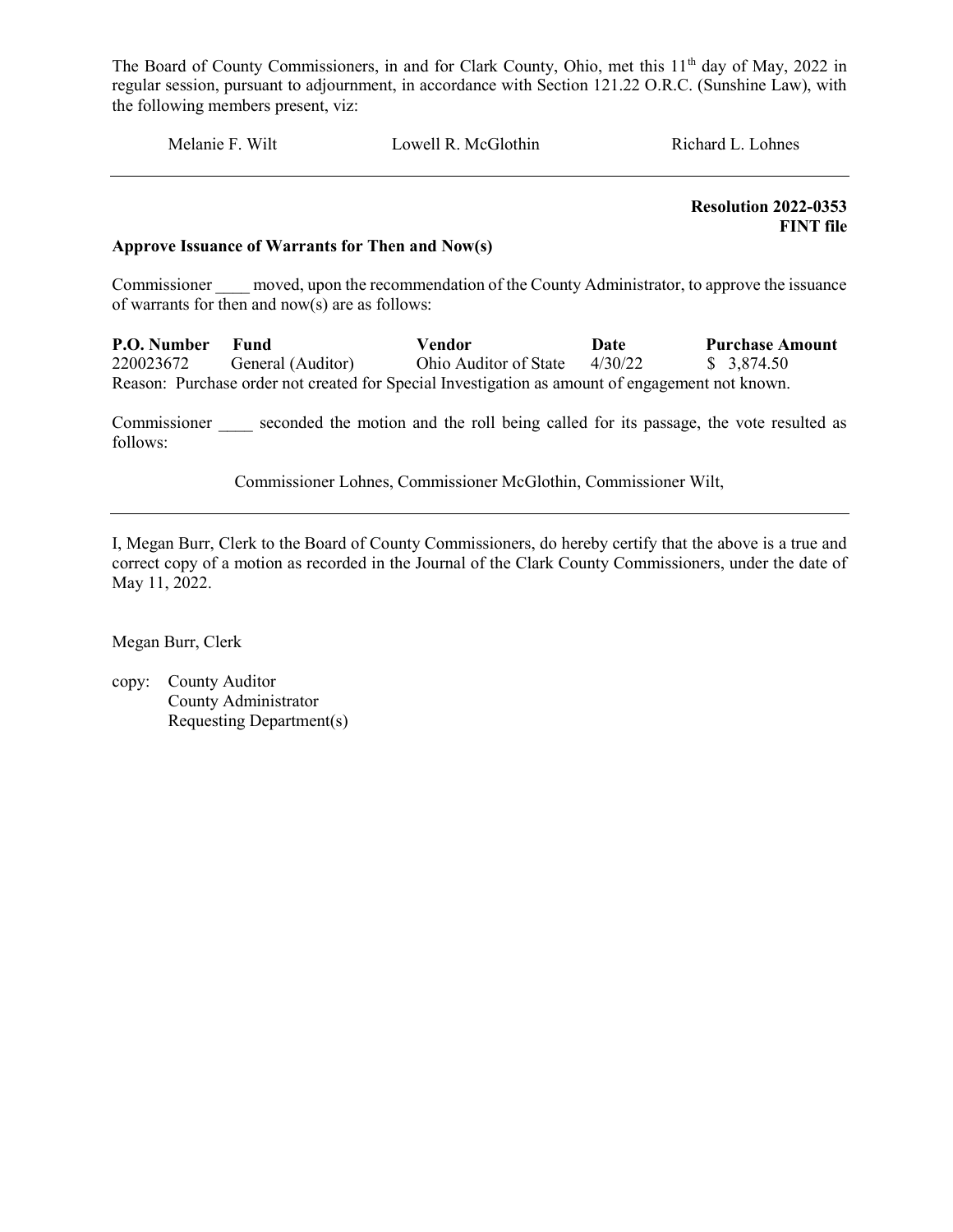The Board of County Commissioners, in and for Clark County, Ohio, met this 11th day of May, 2022 in regular session, pursuant to adjournment, in accordance with Section 121.22 O.R.C. (Sunshine Law), with the following members present, viz:

Melanie F. Wilt     Lowell R. McGlothin     Richard L. Lohnes

---

**Resolution 2022-0353**
**FINT file**

**Approve Issuance of Warrants for Then and Now(s)**

Commissioner ____ moved, upon the recommendation of the County Administrator, to approve the issuance of warrants for then and now(s) are as follows:

| P.O. Number | Fund | Vendor | Date | Purchase Amount |
|---|---|---|---|---|
| 220023672 | General (Auditor) | Ohio Auditor of State | 4/30/22 | $ 3,874.50 |

Reason: Purchase order not created for Special Investigation as amount of engagement not known.

Commissioner ____ seconded the motion and the roll being called for its passage, the vote resulted as follows:

Commissioner Lohnes, Commissioner McGlothin, Commissioner Wilt,

---

I, Megan Burr, Clerk to the Board of County Commissioners, do hereby certify that the above is a true and correct copy of a motion as recorded in the Journal of the Clark County Commissioners, under the date of May 11, 2022.

Megan Burr, Clerk

copy: County Auditor
County Administrator
Requesting Department(s)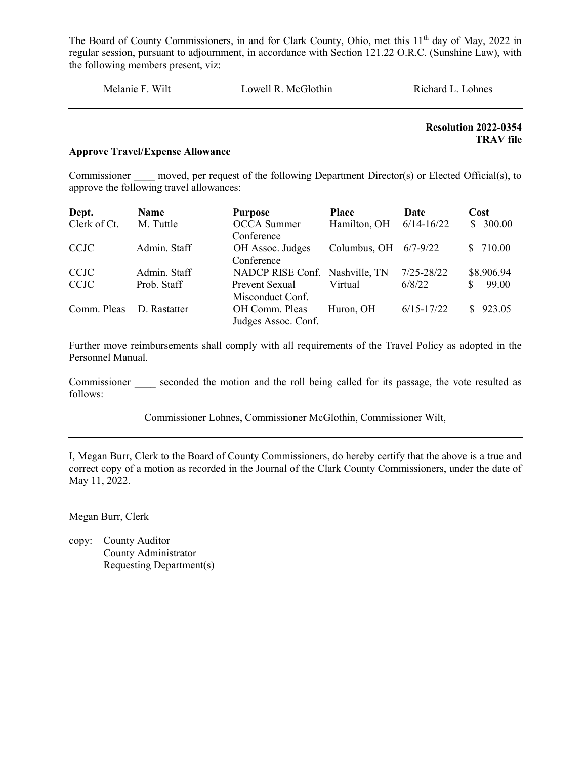The Board of County Commissioners, in and for Clark County, Ohio, met this 11th day of May, 2022 in regular session, pursuant to adjournment, in accordance with Section 121.22 O.R.C. (Sunshine Law), with the following members present, viz:

Melanie F. Wilt Lowell R. McGlothin Richard L. Lohnes

---

**Resolution 2022-0354**
**TRAV file**

**Approve Travel/Expense Allowance**

Commissioner ____ moved, per request of the following Department Director(s) or Elected Official(s), to approve the following travel allowances:

| Dept. | Name | Purpose | Place | Date | Cost |
|---|---|---|---|---|---|
| Clerk of Ct. | M. Tuttle | OCCA Summer Conference | Hamilton, OH | 6/14-16/22 | $ 300.00 |
| CCJC | Admin. Staff | OH Assoc. Judges Conference | Columbus, OH | 6/7-9/22 | $ 710.00 |
| CCJC | Admin. Staff | NADCP RISE Conf. | Nashville, TN | 7/25-28/22 | $8,906.94 |
| CCJC | Prob. Staff | Prevent Sexual Misconduct Conf. | Virtual | 6/8/22 | $ 99.00 |
| Comm. Pleas | D. Rastatter | OH Comm. Pleas Judges Assoc. Conf. | Huron, OH | 6/15-17/22 | $ 923.05 |

Further move reimbursements shall comply with all requirements of the Travel Policy as adopted in the Personnel Manual.

Commissioner ____ seconded the motion and the roll being called for its passage, the vote resulted as follows:

Commissioner Lohnes, Commissioner McGlothin, Commissioner Wilt,

---

I, Megan Burr, Clerk to the Board of County Commissioners, do hereby certify that the above is a true and correct copy of a motion as recorded in the Journal of the Clark County Commissioners, under the date of May 11, 2022.

Megan Burr, Clerk

copy: County Auditor
County Administrator
Requesting Department(s)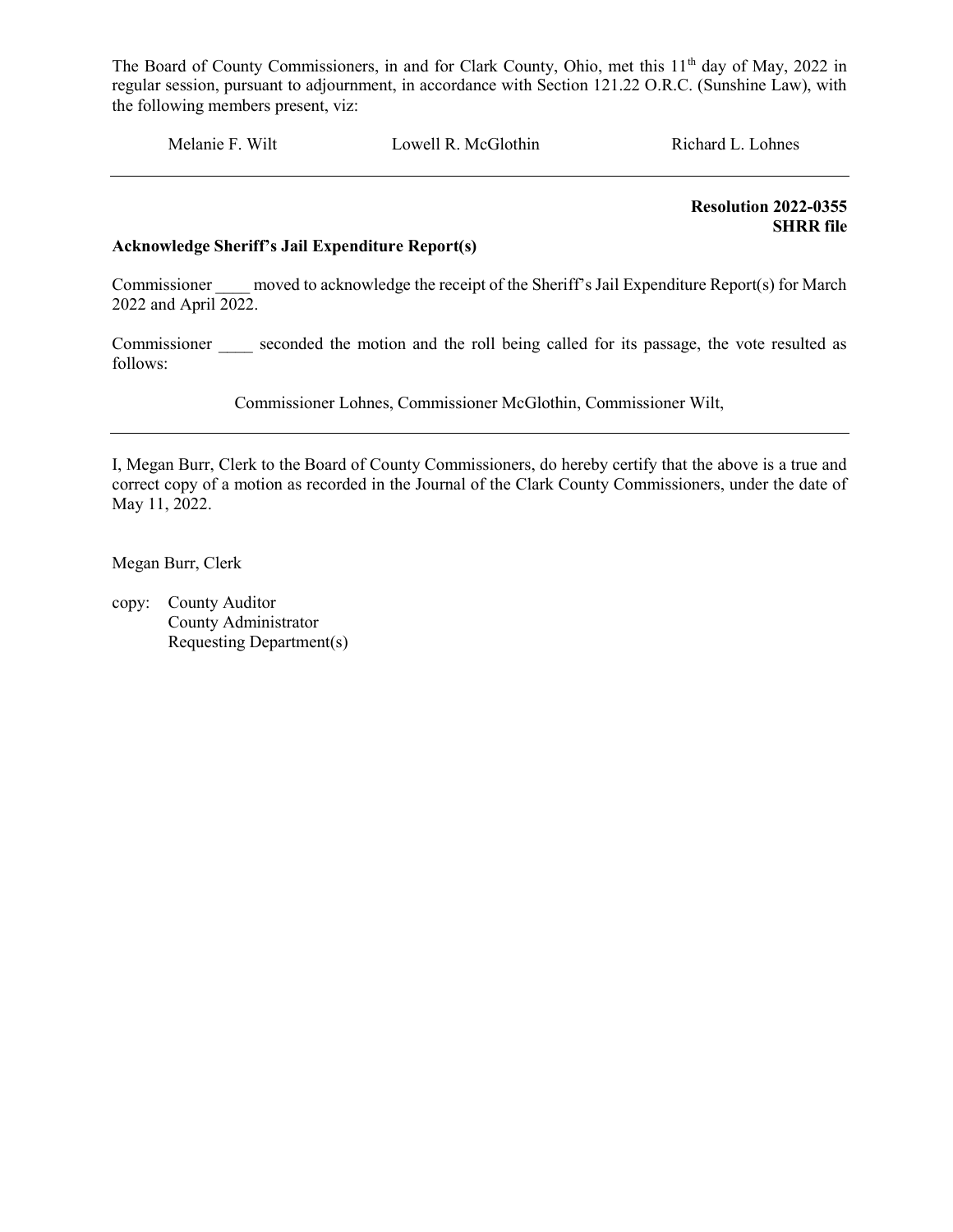The Board of County Commissioners, in and for Clark County, Ohio, met this 11th day of May, 2022 in regular session, pursuant to adjournment, in accordance with Section 121.22 O.R.C. (Sunshine Law), with the following members present, viz:

Melanie F. Wilt Lowell R. McGlothin Richard L. Lohnes

---

**Resolution 2022-0355**
**SHRR file**

**Acknowledge Sheriff's Jail Expenditure Report(s)**

Commissioner ____ moved to acknowledge the receipt of the Sheriff's Jail Expenditure Report(s) for March 2022 and April 2022.

Commissioner ____ seconded the motion and the roll being called for its passage, the vote resulted as follows:

Commissioner Lohnes, Commissioner McGlothin, Commissioner Wilt,

---

I, Megan Burr, Clerk to the Board of County Commissioners, do hereby certify that the above is a true and correct copy of a motion as recorded in the Journal of the Clark County Commissioners, under the date of May 11, 2022.

Megan Burr, Clerk

copy: County Auditor
County Administrator
Requesting Department(s)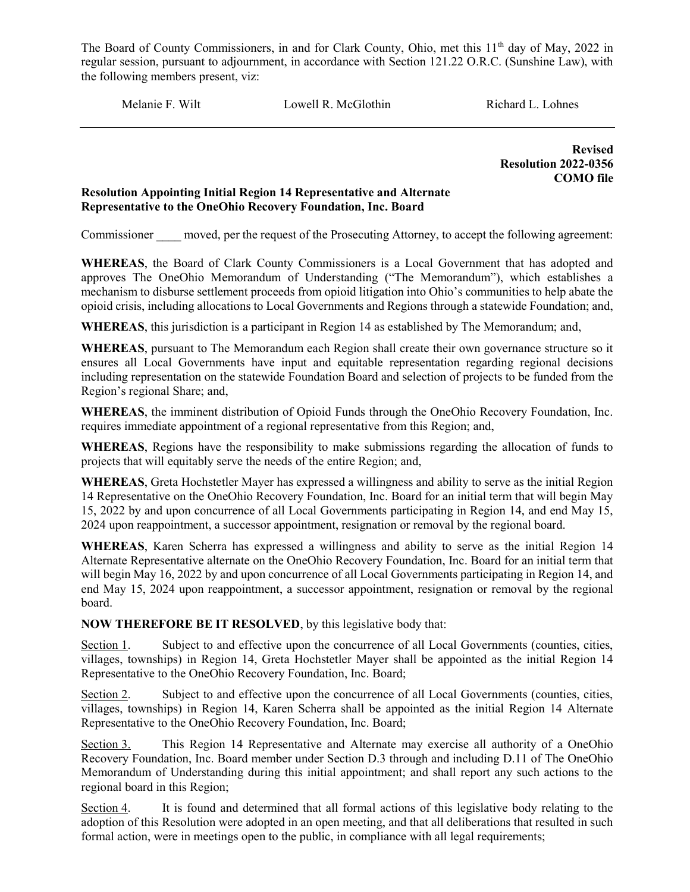The Board of County Commissioners, in and for Clark County, Ohio, met this 11th day of May, 2022 in regular session, pursuant to adjournment, in accordance with Section 121.22 O.R.C. (Sunshine Law), with the following members present, viz:

Melanie F. Wilt | Lowell R. McGlothin | Richard L. Lohnes

---

**Revised**
**Resolution 2022-0356**
**COMO file**

**Resolution Appointing Initial Region 14 Representative and Alternate Representative to the OneOhio Recovery Foundation, Inc. Board**

Commissioner ____ moved, per the request of the Prosecuting Attorney, to accept the following agreement:

**WHEREAS**, the Board of Clark County Commissioners is a Local Government that has adopted and approves The OneOhio Memorandum of Understanding ("The Memorandum"), which establishes a mechanism to disburse settlement proceeds from opioid litigation into Ohio's communities to help abate the opioid crisis, including allocations to Local Governments and Regions through a statewide Foundation; and,

**WHEREAS**, this jurisdiction is a participant in Region 14 as established by The Memorandum; and,

**WHEREAS**, pursuant to The Memorandum each Region shall create their own governance structure so it ensures all Local Governments have input and equitable representation regarding regional decisions including representation on the statewide Foundation Board and selection of projects to be funded from the Region's regional Share; and,

**WHEREAS**, the imminent distribution of Opioid Funds through the OneOhio Recovery Foundation, Inc. requires immediate appointment of a regional representative from this Region; and,

**WHEREAS**, Regions have the responsibility to make submissions regarding the allocation of funds to projects that will equitably serve the needs of the entire Region; and,

**WHEREAS**, Greta Hochstetler Mayer has expressed a willingness and ability to serve as the initial Region 14 Representative on the OneOhio Recovery Foundation, Inc. Board for an initial term that will begin May 15, 2022 by and upon concurrence of all Local Governments participating in Region 14, and end May 15, 2024 upon reappointment, a successor appointment, resignation or removal by the regional board.

**WHEREAS**, Karen Scherra has expressed a willingness and ability to serve as the initial Region 14 Alternate Representative alternate on the OneOhio Recovery Foundation, Inc. Board for an initial term that will begin May 16, 2022 by and upon concurrence of all Local Governments participating in Region 14, and end May 15, 2024 upon reappointment, a successor appointment, resignation or removal by the regional board.

**NOW THEREFORE BE IT RESOLVED**, by this legislative body that:

Section 1. Subject to and effective upon the concurrence of all Local Governments (counties, cities, villages, townships) in Region 14, Greta Hochstetler Mayer shall be appointed as the initial Region 14 Representative to the OneOhio Recovery Foundation, Inc. Board;

Section 2. Subject to and effective upon the concurrence of all Local Governments (counties, cities, villages, townships) in Region 14, Karen Scherra shall be appointed as the initial Region 14 Alternate Representative to the OneOhio Recovery Foundation, Inc. Board;

Section 3. This Region 14 Representative and Alternate may exercise all authority of a OneOhio Recovery Foundation, Inc. Board member under Section D.3 through and including D.11 of The OneOhio Memorandum of Understanding during this initial appointment; and shall report any such actions to the regional board in this Region;

Section 4. It is found and determined that all formal actions of this legislative body relating to the adoption of this Resolution were adopted in an open meeting, and that all deliberations that resulted in such formal action, were in meetings open to the public, in compliance with all legal requirements;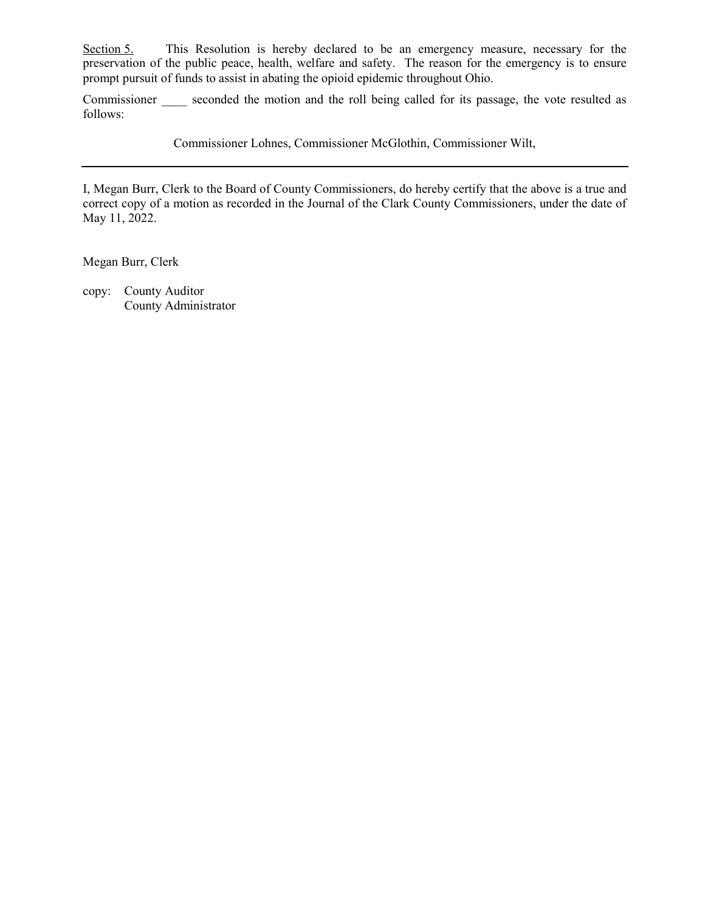Section 5. This Resolution is hereby declared to be an emergency measure, necessary for the preservation of the public peace, health, welfare and safety. The reason for the emergency is to ensure prompt pursuit of funds to assist in abating the opioid epidemic throughout Ohio.

Commissioner ____ seconded the motion and the roll being called for its passage, the vote resulted as follows:

Commissioner Lohnes, Commissioner McGlothin, Commissioner Wilt,

---

I, Megan Burr, Clerk to the Board of County Commissioners, do hereby certify that the above is a true and correct copy of a motion as recorded in the Journal of the Clark County Commissioners, under the date of May 11, 2022.

Megan Burr, Clerk

copy: County Auditor
County Administrator